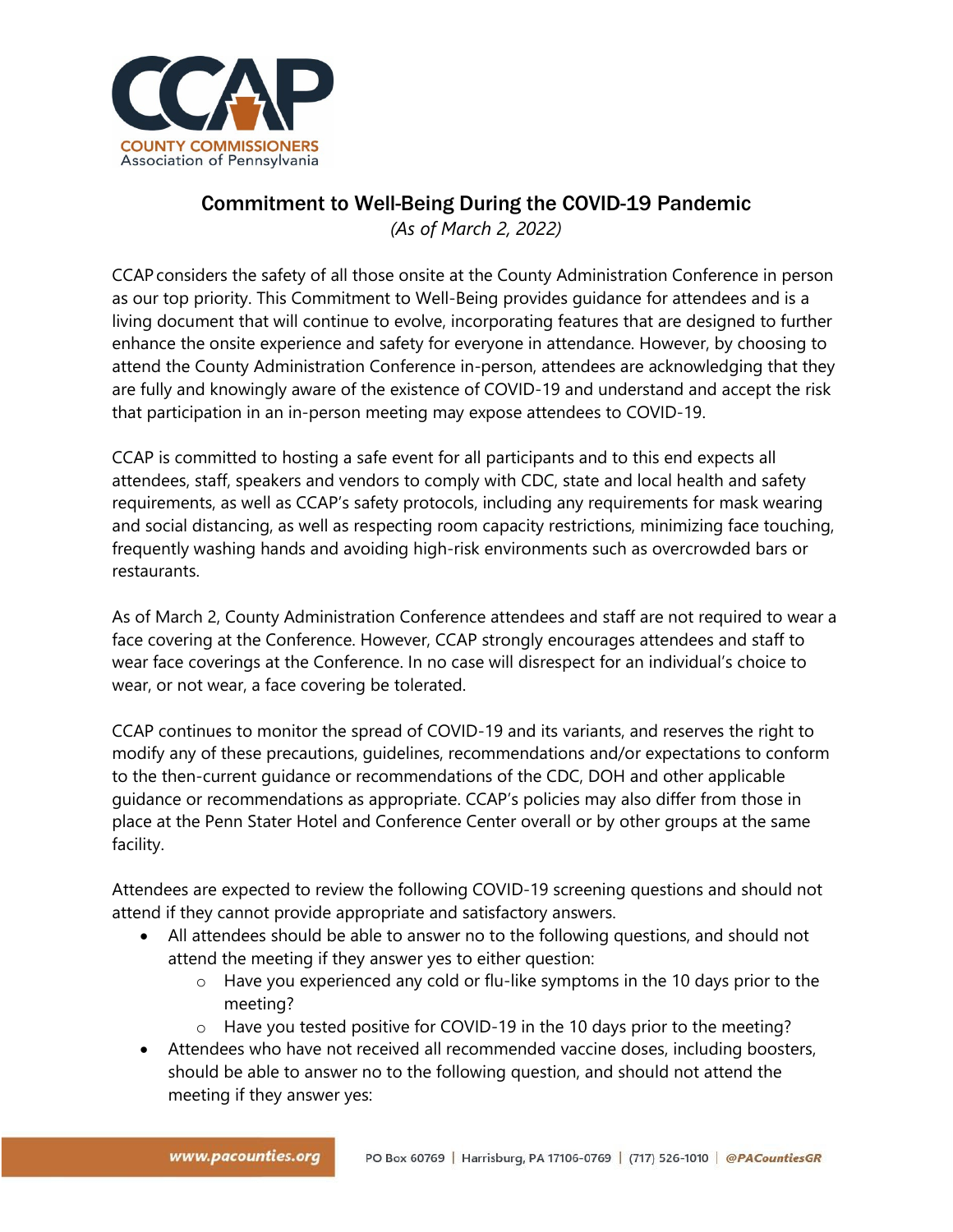CCAP

COUNTY COMMISSIONERS
Association of Pennsylvania

## Commitment to Well-Being During the COVID-19 Pandemic

*(As of March 2, 2022)*

CCAP considers the safety of all those onsite at the County Administration Conference in person as our top priority. This Commitment to Well-Being provides guidance for attendees and is a living document that will continue to evolve, incorporating features that are designed to further enhance the onsite experience and safety for everyone in attendance. However, by choosing to attend the County Administration Conference in-person, attendees are acknowledging that they are fully and knowingly aware of the existence of COVID-19 and understand and accept the risk that participation in an in-person meeting may expose attendees to COVID-19.

CCAP is committed to hosting a safe event for all participants and to this end expects all attendees, staff, speakers and vendors to comply with CDC, state and local health and safety requirements, as well as CCAP's safety protocols, including any requirements for mask wearing and social distancing, as well as respecting room capacity restrictions, minimizing face touching, frequently washing hands and avoiding high-risk environments such as overcrowded bars or restaurants.

As of March 2, County Administration Conference attendees and staff are not required to wear a face covering at the Conference. However, CCAP strongly encourages attendees and staff to wear face coverings at the Conference. In no case will disrespect for an individual's choice to wear, or not wear, a face covering be tolerated.

CCAP continues to monitor the spread of COVID-19 and its variants, and reserves the right to modify any of these precautions, guidelines, recommendations and/or expectations to conform to the then-current guidance or recommendations of the CDC, DOH and other applicable guidance or recommendations as appropriate. CCAP's policies may also differ from those in place at the Penn Stater Hotel and Conference Center overall or by other groups at the same facility.

Attendees are expected to review the following COVID-19 screening questions and should not attend if they cannot provide appropriate and satisfactory answers.

- All attendees should be able to answer no to the following questions, and should not attend the meeting if they answer yes to either question:
  - Have you experienced any cold or flu-like symptoms in the 10 days prior to the meeting?
  - Have you tested positive for COVID-19 in the 10 days prior to the meeting?
- Attendees who have not received all recommended vaccine doses, including boosters, should be able to answer no to the following question, and should not attend the meeting if they answer yes: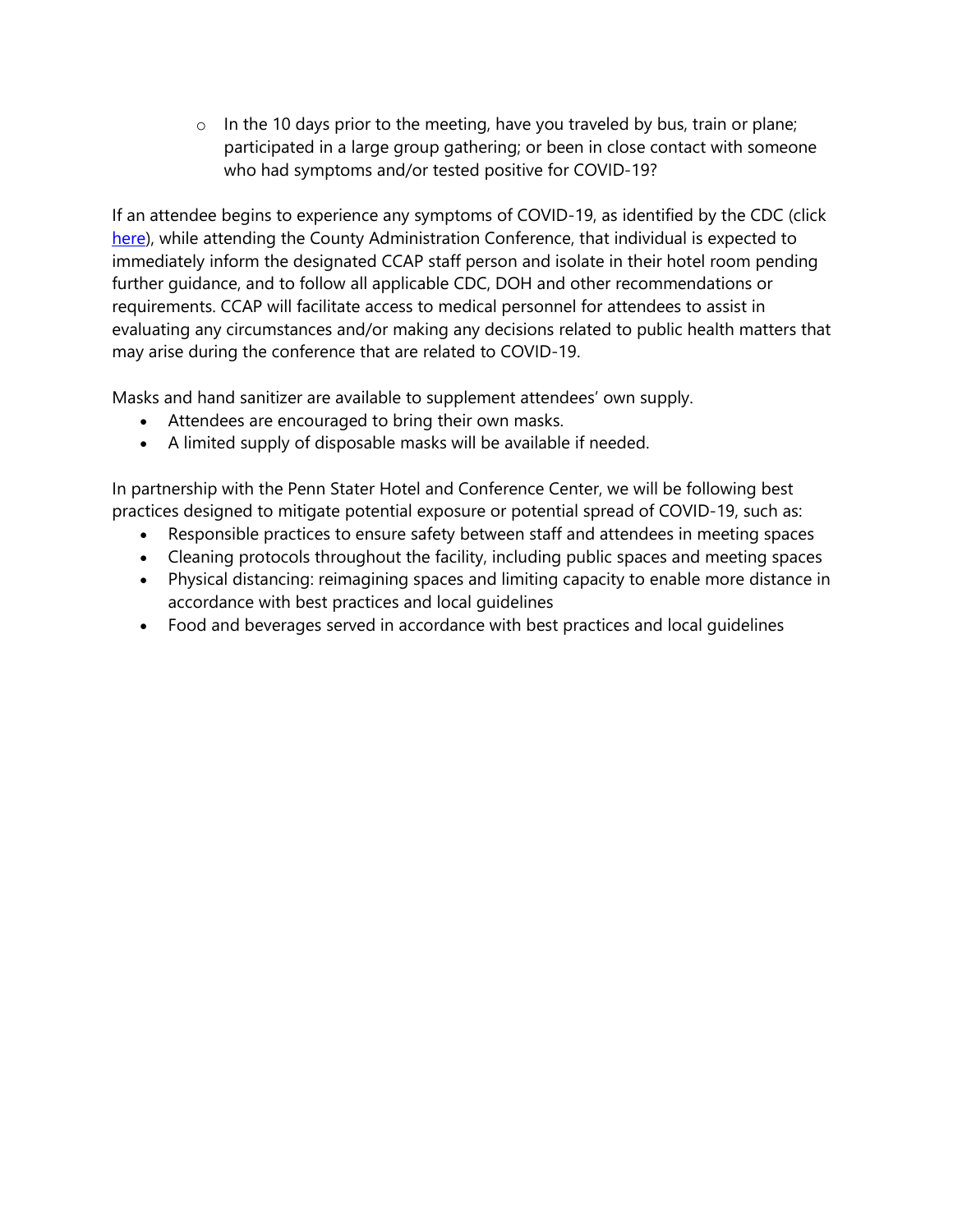- In the 10 days prior to the meeting, have you traveled by bus, train or plane; participated in a large group gathering; or been in close contact with someone who had symptoms and/or tested positive for COVID-19?

If an attendee begins to experience any symptoms of COVID-19, as identified by the CDC (click here), while attending the County Administration Conference, that individual is expected to immediately inform the designated CCAP staff person and isolate in their hotel room pending further guidance, and to follow all applicable CDC, DOH and other recommendations or requirements. CCAP will facilitate access to medical personnel for attendees to assist in evaluating any circumstances and/or making any decisions related to public health matters that may arise during the conference that are related to COVID-19.

Masks and hand sanitizer are available to supplement attendees' own supply.

- Attendees are encouraged to bring their own masks.
- A limited supply of disposable masks will be available if needed.

In partnership with the Penn Stater Hotel and Conference Center, we will be following best practices designed to mitigate potential exposure or potential spread of COVID-19, such as:

- Responsible practices to ensure safety between staff and attendees in meeting spaces
- Cleaning protocols throughout the facility, including public spaces and meeting spaces
- Physical distancing: reimagining spaces and limiting capacity to enable more distance in accordance with best practices and local guidelines
- Food and beverages served in accordance with best practices and local guidelines